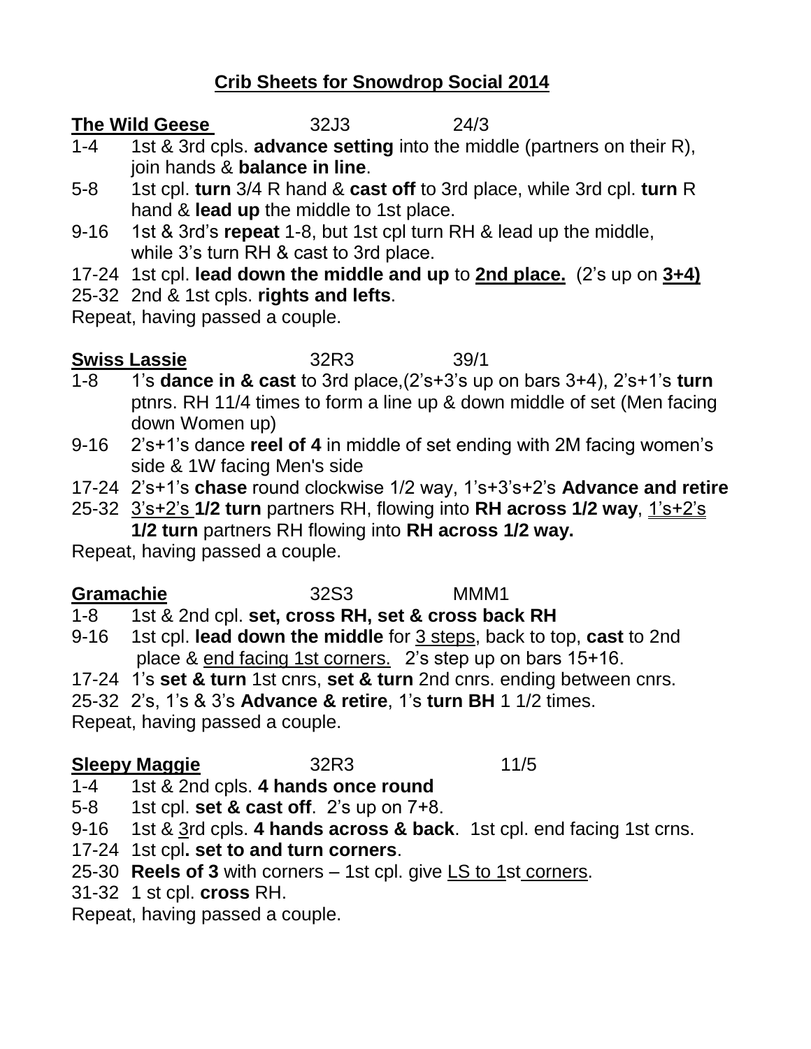# <u>Crib Sheets for Snowdrop Social 2014</u>

**<u>The Wild Geese</u>** 32J3 24/3

1-4 1st & 3rd cpls. **advance setting** into the middle (partners on their R), join hands & **balance in line**.

5-8 1st cpl. **turn** 3/4 R hand & **cast off** to 3rd place, while 3rd cpl. **turn** R hand & **lead up** the middle to 1st place.

9-16 1st & 3rd's **repeat** 1-8, but 1st cpl turn RH & lead up the middle, while 3's turn RH & cast to 3rd place.

17-24 1st cpl. **lead down the middle and up** to **<u>2nd place.</u>** (2's up on **<u>3+4)</u>**

25-32 2nd & 1st cpls. **rights and lefts**.

Repeat, having passed a couple.

**<u>Swiss Lassie</u>** 32R3 39/1

1-8 1's **dance in & cast** to 3rd place,(2's+3's up on bars 3+4), 2's+1's **turn** ptnrs. RH 11/4 times to form a line up & down middle of set (Men facing down Women up)

9-16 2's+1's dance **reel of 4** in middle of set ending with 2M facing women's side & 1W facing Men's side

17-24 2's+1's **chase** round clockwise 1/2 way, 1's+3's+2's **Advance and retire**

25-32 <u>3's+2's</u> **1/2 turn** partners RH, flowing into **RH across 1/2 way**, <u>1's+2's</u> **1/2 turn** partners RH flowing into **RH across 1/2 way.**

Repeat, having passed a couple.

**<u>Gramachie</u>** 32S3 MMM1

1-8 1st & 2nd cpl. **set, cross RH, set & cross back RH**

9-16 1st cpl. **lead down the middle** for <u>3 steps</u>, back to top, **cast** to 2nd place & <u>end facing 1st corners.</u> 2's step up on bars 15+16.

17-24 1's **set & turn** 1st cnrs, **set & turn** 2nd cnrs. ending between cnrs.

25-32 2's, 1's & 3's **Advance & retire**, 1's **turn BH** 1 1/2 times.

Repeat, having passed a couple.

**<u>Sleepy Maggie</u>** 32R3 11/5

1-4 1st & 2nd cpls. **4 hands once round**

5-8 1st cpl. **set & cast off**. 2's up on 7+8.

9-16 1st & <u>3</u>rd cpls. **4 hands across & back**. 1st cpl. end facing 1st crns.

17-24 1st cpl**. set to and turn corners**.

25-30 **Reels of 3** with corners – 1st cpl. give <u>LS to 1st corners</u>.

31-32 1 st cpl. **cross** RH.

Repeat, having passed a couple.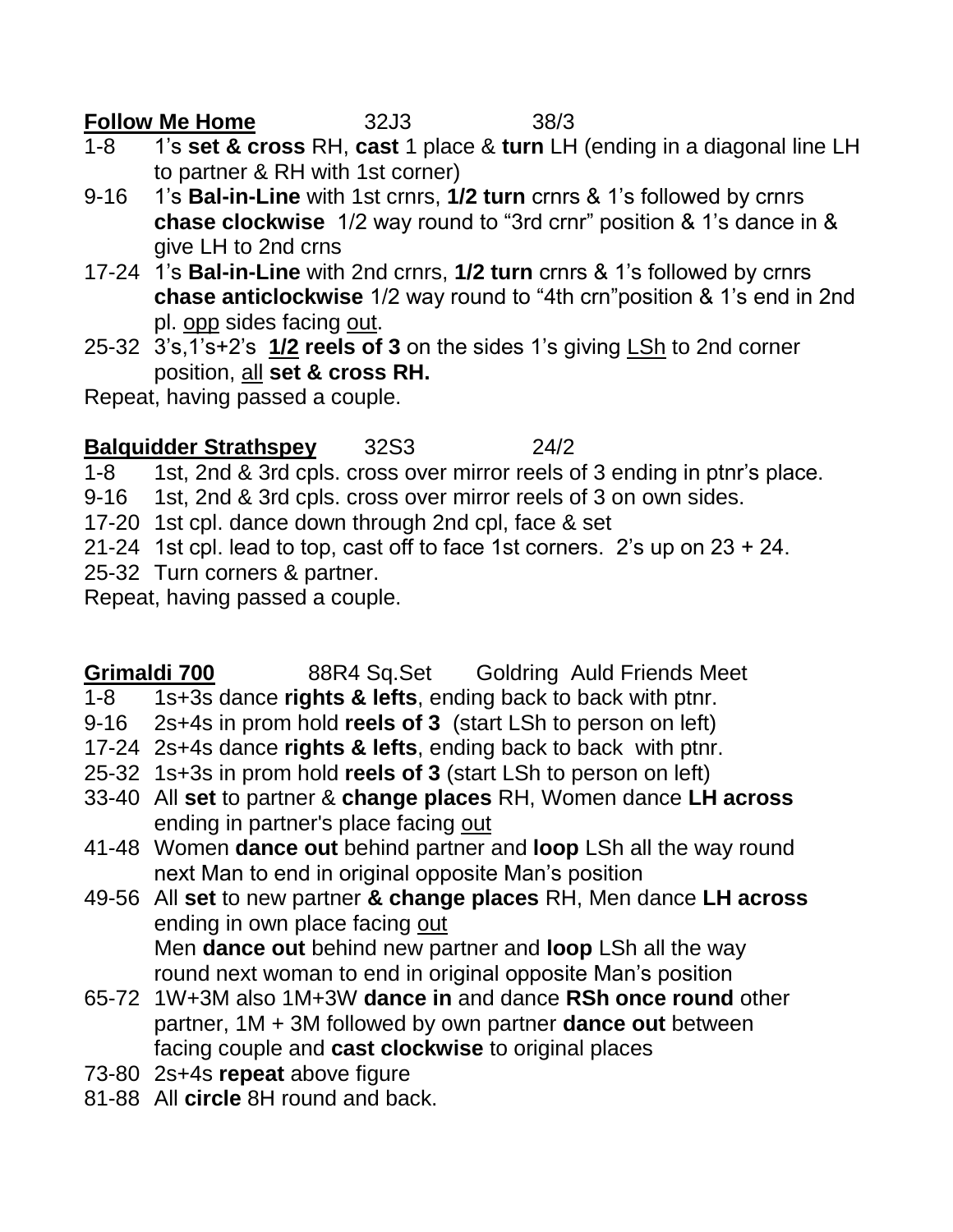**<u>Follow Me Home</u>** 32J3 38/3

1-8 1's **set & cross** RH, **cast** 1 place & **turn** LH (ending in a diagonal line LH to partner & RH with 1st corner)

9-16 1's **Bal-in-Line** with 1st crnrs, **1/2 turn** crnrs & 1's followed by crnrs **chase clockwise** 1/2 way round to "3rd crnr" position & 1's dance in & give LH to 2nd crns

17-24 1's **Bal-in-Line** with 2nd crnrs, **1/2 turn** crnrs & 1's followed by crnrs **chase anticlockwise** 1/2 way round to "4th crn"position & 1's end in 2nd pl. <u>opp</u> sides facing <u>out</u>.

25-32 3's,1's+2's **<u>1/2</u> reels of 3** on the sides 1's giving <u>LSh</u> to 2nd corner position, <u>all</u> **set & cross RH.**

Repeat, having passed a couple.

**<u>Balquidder Strathspey</u>** 32S3 24/2

1-8 1st, 2nd & 3rd cpls. cross over mirror reels of 3 ending in ptnr's place.

9-16 1st, 2nd & 3rd cpls. cross over mirror reels of 3 on own sides.

17-20 1st cpl. dance down through 2nd cpl, face & set

21-24 1st cpl. lead to top, cast off to face 1st corners. 2's up on 23 + 24.

25-32 Turn corners & partner.

Repeat, having passed a couple.

**<u>Grimaldi 700</u>** 88R4 Sq.Set Goldring Auld Friends Meet

1-8 1s+3s dance **rights & lefts**, ending back to back with ptnr.

9-16 2s+4s in prom hold **reels of 3** (start LSh to person on left)

17-24 2s+4s dance **rights & lefts**, ending back to back with ptnr.

25-32 1s+3s in prom hold **reels of 3** (start LSh to person on left)

33-40 All **set** to partner & **change places** RH, Women dance **LH across** ending in partner's place facing <u>out</u>

41-48 Women **dance out** behind partner and **loop** LSh all the way round next Man to end in original opposite Man's position

49-56 All **set** to new partner **& change places** RH, Men dance **LH across** ending in own place facing <u>out</u>
Men **dance out** behind new partner and **loop** LSh all the way round next woman to end in original opposite Man's position

65-72 1W+3M also 1M+3W **dance in** and dance **RSh once round** other partner, 1M + 3M followed by own partner **dance out** between facing couple and **cast clockwise** to original places

73-80 2s+4s **repeat** above figure

81-88 All **circle** 8H round and back.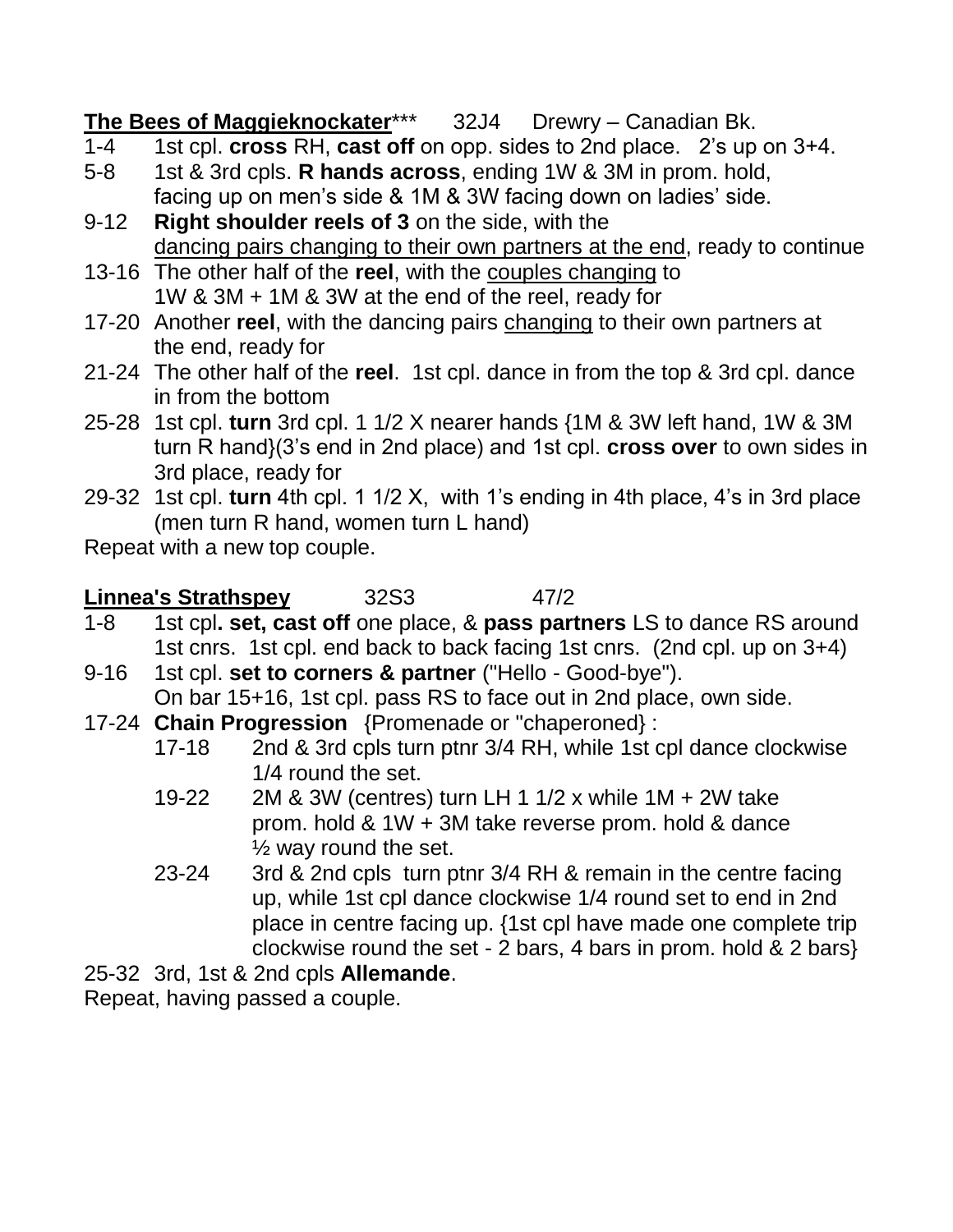**<u>The Bees of Maggieknockater</u>**\*\*\*      32J4      Drewry – Canadian Bk.

- 1-4 1st cpl. **cross** RH, **cast off** on opp. sides to 2nd place.   2's up on 3+4.
- 5-8 1st & 3rd cpls. **R hands across**, ending 1W & 3M in prom. hold, facing up on men's side & 1M & 3W facing down on ladies' side.
- 9-12 **Right shoulder reels of 3** on the side, with the <u>dancing pairs changing to their own partners at the end</u>, ready to continue
- 13-16 The other half of the **reel**, with the <u>couples changing</u> to 1W & 3M + 1M & 3W at the end of the reel, ready for
- 17-20 Another **reel**, with the dancing pairs <u>changing</u> to their own partners at the end, ready for
- 21-24 The other half of the **reel**. 1st cpl. dance in from the top & 3rd cpl. dance in from the bottom
- 25-28 1st cpl. **turn** 3rd cpl. 1 1/2 X nearer hands {1M & 3W left hand, 1W & 3M turn R hand}(3's end in 2nd place) and 1st cpl. **cross over** to own sides in 3rd place, ready for
- 29-32 1st cpl. **turn** 4th cpl. 1 1/2 X, with 1's ending in 4th place, 4's in 3rd place (men turn R hand, women turn L hand)

Repeat with a new top couple.

**<u>Linnea's Strathspey</u>**      32S3      47/2

- 1-8 1st cpl**. set, cast off** one place, & **pass partners** LS to dance RS around 1st cnrs. 1st cpl. end back to back facing 1st cnrs. (2nd cpl. up on 3+4)
- 9-16 1st cpl. **set to corners & partner** ("Hello - Good-bye"). On bar 15+16, 1st cpl. pass RS to face out in 2nd place, own side.
- 17-24 **Chain Progression** {Promenade or "chaperoned} :
  - 17-18 2nd & 3rd cpls turn ptnr 3/4 RH, while 1st cpl dance clockwise 1/4 round the set.
  - 19-22 2M & 3W (centres) turn LH 1 1/2 x while 1M + 2W take prom. hold & 1W + 3M take reverse prom. hold & dance ½ way round the set.
  - 23-24 3rd & 2nd cpls turn ptnr 3/4 RH & remain in the centre facing up, while 1st cpl dance clockwise 1/4 round set to end in 2nd place in centre facing up. {1st cpl have made one complete trip clockwise round the set - 2 bars, 4 bars in prom. hold & 2 bars}
- 25-32 3rd, 1st & 2nd cpls **Allemande**.

Repeat, having passed a couple.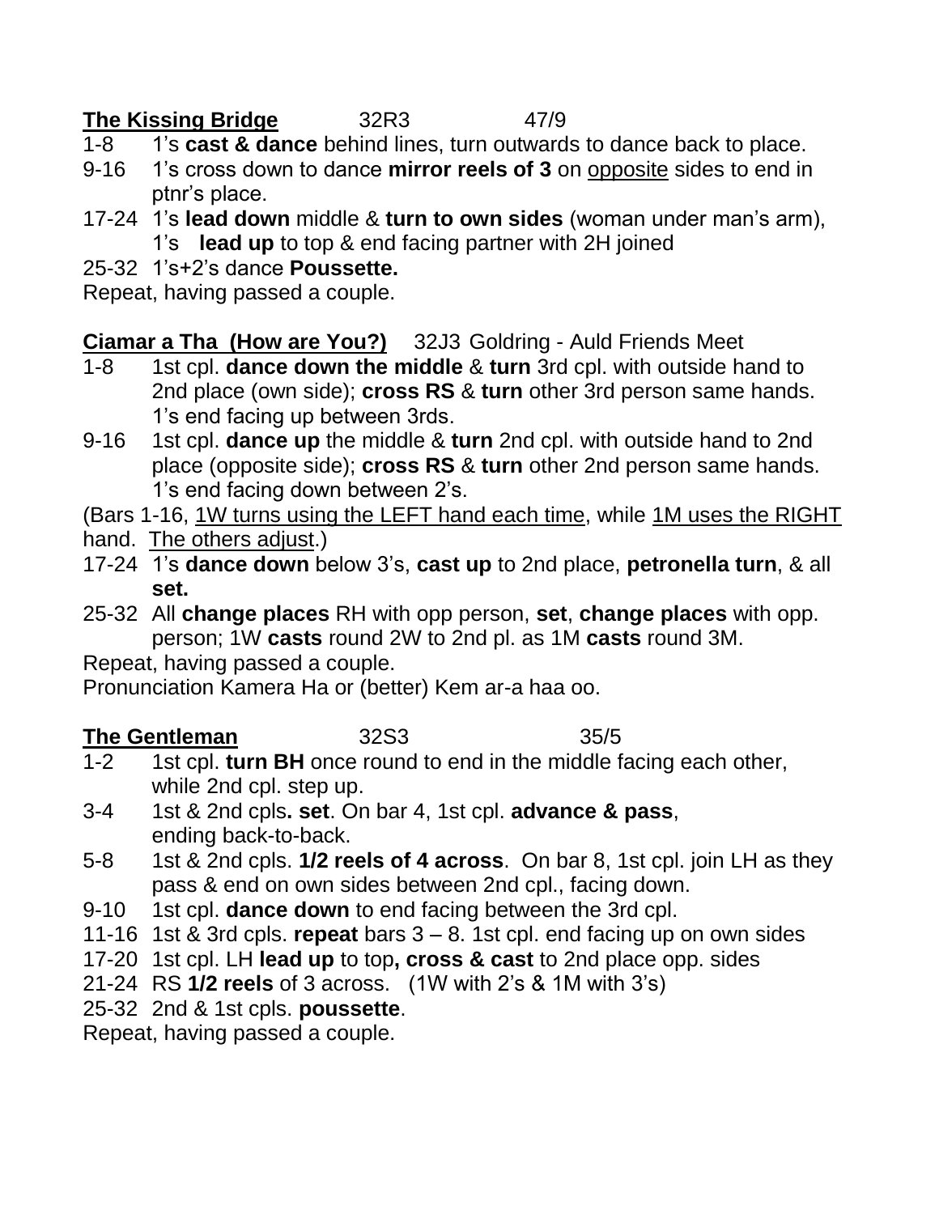**The Kissing Bridge** 32R3 47/9

1-8 1's **cast & dance** behind lines, turn outwards to dance back to place.

9-16 1's cross down to dance **mirror reels of 3** on <u>opposite</u> sides to end in ptnr's place.

17-24 1's **lead down** middle & **turn to own sides** (woman under man's arm), 1's **lead up** to top & end facing partner with 2H joined

25-32 1's+2's dance **Poussette.**

Repeat, having passed a couple.

**Ciamar a Tha (How are You?)** 32J3 Goldring - Auld Friends Meet

1-8 1st cpl. **dance down the middle** & **turn** 3rd cpl. with outside hand to 2nd place (own side); **cross RS** & **turn** other 3rd person same hands. 1's end facing up between 3rds.

9-16 1st cpl. **dance up** the middle & **turn** 2nd cpl. with outside hand to 2nd place (opposite side); **cross RS** & **turn** other 2nd person same hands. 1's end facing down between 2's.

(Bars 1-16, <u>1W turns using the LEFT hand each time</u>, while <u>1M uses the RIGHT</u> hand. <u>The others adjust</u>.)

17-24 1's **dance down** below 3's, **cast up** to 2nd place, **petronella turn**, & all **set.**

25-32 All **change places** RH with opp person, **set**, **change places** with opp. person; 1W **casts** round 2W to 2nd pl. as 1M **casts** round 3M.

Repeat, having passed a couple.

Pronunciation Kamera Ha or (better) Kem ar-a haa oo.

**The Gentleman** 32S3 35/5

1-2 1st cpl. **turn BH** once round to end in the middle facing each other, while 2nd cpl. step up.

3-4 1st & 2nd cpls**. set**. On bar 4, 1st cpl. **advance & pass**, ending back-to-back.

5-8 1st & 2nd cpls. **1/2 reels of 4 across**. On bar 8, 1st cpl. join LH as they pass & end on own sides between 2nd cpl., facing down.

9-10 1st cpl. **dance down** to end facing between the 3rd cpl.

11-16 1st & 3rd cpls. **repeat** bars 3 – 8. 1st cpl. end facing up on own sides

17-20 1st cpl. LH **lead up** to top**, cross & cast** to 2nd place opp. sides

21-24 RS **1/2 reels** of 3 across. (1W with 2's & 1M with 3's)

25-32 2nd & 1st cpls. **poussette**.

Repeat, having passed a couple.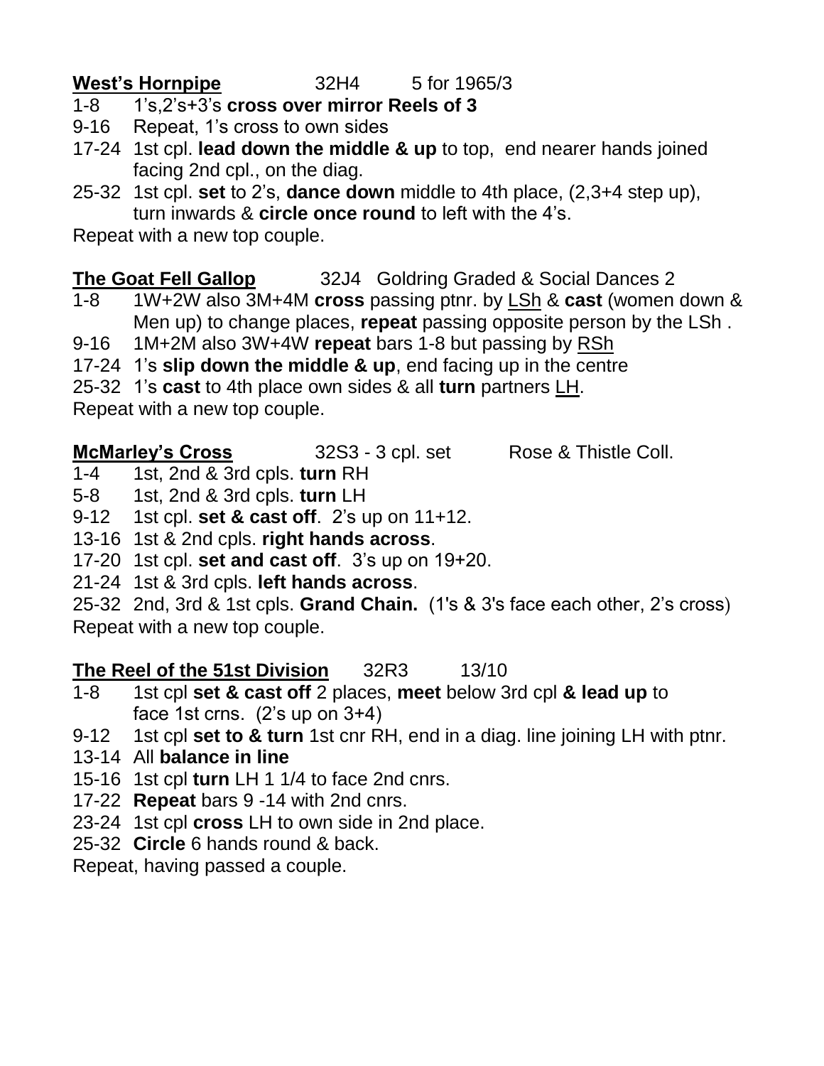**<u>West's Hornpipe</u>** 32H4 5 for 1965/3

1-8 1's,2's+3's **cross over mirror Reels of 3**

9-16 Repeat, 1's cross to own sides

17-24 1st cpl. **lead down the middle & up** to top, end nearer hands joined facing 2nd cpl., on the diag.

25-32 1st cpl. **set** to 2's, **dance down** middle to 4th place, (2,3+4 step up), turn inwards & **circle once round** to left with the 4's.

Repeat with a new top couple.

**<u>The Goat Fell Gallop</u>** 32J4 Goldring Graded & Social Dances 2

1-8 1W+2W also 3M+4M **cross** passing ptnr. by <u>LSh</u> & **cast** (women down & Men up) to change places, **repeat** passing opposite person by the LSh .

9-16 1M+2M also 3W+4W **repeat** bars 1-8 but passing by <u>RSh</u>

17-24 1's **slip down the middle & up**, end facing up in the centre

25-32 1's **cast** to 4th place own sides & all **turn** partners <u>LH</u>.

Repeat with a new top couple.

**<u>McMarley's Cross</u>** 32S3 - 3 cpl. set Rose & Thistle Coll.

1-4 1st, 2nd & 3rd cpls. **turn** RH

5-8 1st, 2nd & 3rd cpls. **turn** LH

9-12 1st cpl. **set & cast off**. 2's up on 11+12.

13-16 1st & 2nd cpls. **right hands across**.

17-20 1st cpl. **set and cast off**. 3's up on 19+20.

21-24 1st & 3rd cpls. **left hands across**.

25-32 2nd, 3rd & 1st cpls. **Grand Chain.** (1's & 3's face each other, 2's cross)

Repeat with a new top couple.

**<u>The Reel of the 51st Division</u>** 32R3 13/10

1-8 1st cpl **set & cast off** 2 places, **meet** below 3rd cpl **& lead up** to face 1st crns. (2's up on 3+4)

9-12 1st cpl **set to & turn** 1st cnr RH, end in a diag. line joining LH with ptnr.

13-14 All **balance in line**

15-16 1st cpl **turn** LH 1 1/4 to face 2nd cnrs.

17-22 **Repeat** bars 9 -14 with 2nd cnrs.

23-24 1st cpl **cross** LH to own side in 2nd place.

25-32 **Circle** 6 hands round & back.

Repeat, having passed a couple.